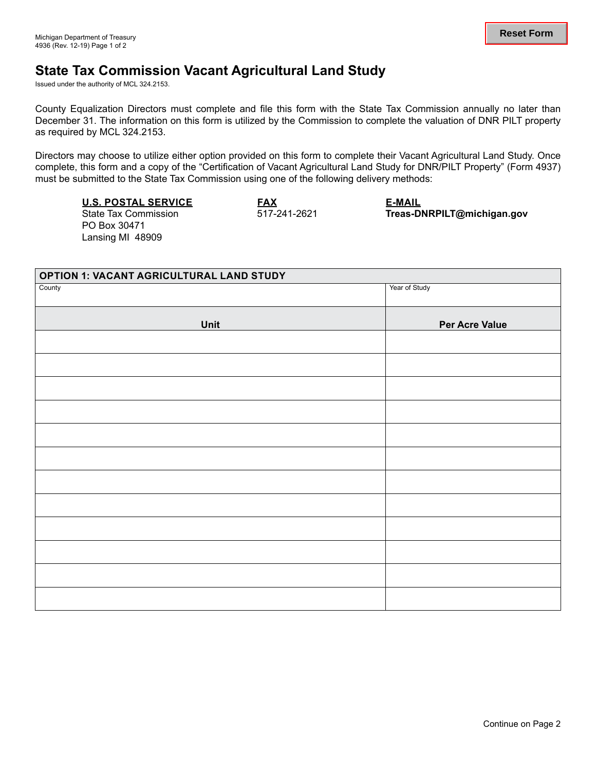Michigan Department of Treasury
4936 (Rev. 12-19)

# State Tax Commission Vacant Agricultural Land Study

Issued under the authority of MCL 324.2153.

County Equalization Directors must complete and file this form with the State Tax Commission annually no later than December 31. The information on this form is utilized by the Commission to complete the valuation of DNR PILT property as required by MCL 324.2153.

Directors may choose to utilize either option provided on this form to complete their Vacant Agricultural Land Study. Once complete, this form and a copy of the "Certification of Vacant Agricultural Land Study for DNR/PILT Property" (Form 4937) must be submitted to the State Tax Commission using one of the following delivery methods:

**U.S. POSTAL SERVICE**
State Tax Commission
PO Box 30471
Lansing MI 48909

**FAX**
517-241-2621

**E-MAIL**
**Treas-DNRPILT@michigan.gov**

| **OPTION 1: VACANT AGRICULTURAL LAND STUDY** | |
|---|---|
| County | Year of Study |
| **Unit** | **Per Acre Value** |
| | |
| | |
| | |
| | |
| | |
| | |
| | |
| | |
| | |
| | |
| | |
| | |

Continue on Page 2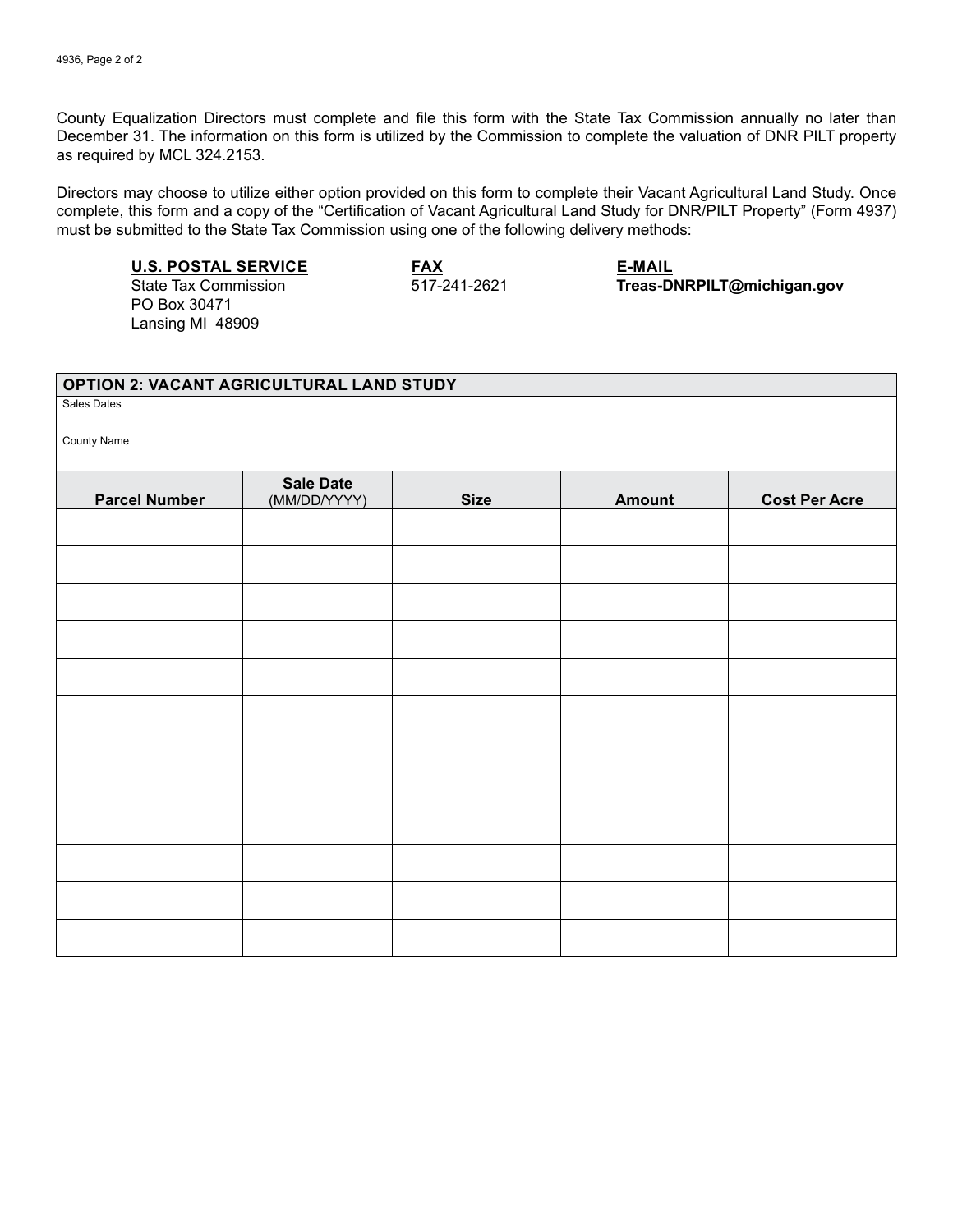County Equalization Directors must complete and file this form with the State Tax Commission annually no later than December 31. The information on this form is utilized by the Commission to complete the valuation of DNR PILT property as required by MCL 324.2153.

Directors may choose to utilize either option provided on this form to complete their Vacant Agricultural Land Study. Once complete, this form and a copy of the "Certification of Vacant Agricultural Land Study for DNR/PILT Property" (Form 4937) must be submitted to the State Tax Commission using one of the following delivery methods:

**U.S. POSTAL SERVICE**
State Tax Commission
PO Box 30471
Lansing MI 48909

**FAX**
517-241-2621

**E-MAIL**
**Treas-DNRPILT@michigan.gov**

## OPTION 2: VACANT AGRICULTURAL LAND STUDY

Sales Dates

County Name

| Parcel Number | Sale Date (MM/DD/YYYY) | Size | Amount | Cost Per Acre |
|---|---|---|---|---|
| | | | | |
| | | | | |
| | | | | |
| | | | | |
| | | | | |
| | | | | |
| | | | | |
| | | | | |
| | | | | |
| | | | | |
| | | | | |
| | | | | |